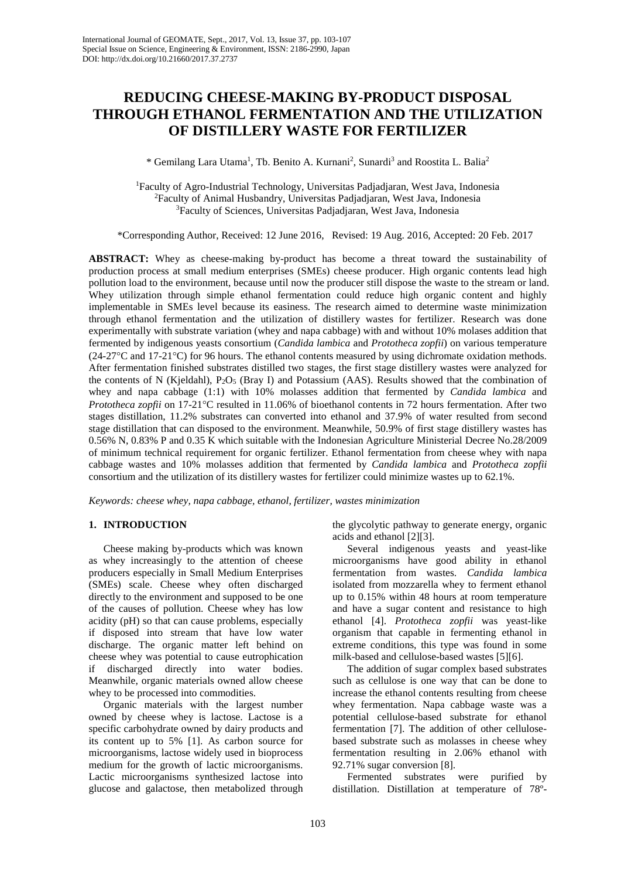# REDUCING CHEESE-MAKING BY-PRODUCT DISPOSAL THROUGH ETHANOL FERMENTATION AND THE UTILIZATION OF DISTILLERY WASTE FOR FERTILIZER

\* Gemilang Lara Utama[1], Tb. Benito A. Kurnani[2], Sunardi[3] and Roostita L. Balia[2]

[1]Faculty of Agro-Industrial Technology, Universitas Padjadjaran, West Java, Indonesia
[2]Faculty of Animal Husbandry, Universitas Padjadjaran, West Java, Indonesia
[3]Faculty of Sciences, Universitas Padjadjaran, West Java, Indonesia

\*Corresponding Author, Received: 12 June 2016, Revised: 19 Aug. 2016, Accepted: 20 Feb. 2017

**ABSTRACT:** Whey as cheese-making by-product has become a threat toward the sustainability of production process at small medium enterprises (SMEs) cheese producer. High organic contents lead high pollution load to the environment, because until now the producer still dispose the waste to the stream or land. Whey utilization through simple ethanol fermentation could reduce high organic content and highly implementable in SMEs level because its easiness. The research aimed to determine waste minimization through ethanol fermentation and the utilization of distillery wastes for fertilizer. Research was done experimentally with substrate variation (whey and napa cabbage) with and without 10% molases addition that fermented by indigenous yeasts consortium (*Candida lambica* and *Prototheca zopfii*) on various temperature (24-27°C and 17-21°C) for 96 hours. The ethanol contents measured by using dichromate oxidation methods. After fermentation finished substrates distilled two stages, the first stage distillery wastes were analyzed for the contents of N (Kjeldahl), $P_2O_5$ (Bray I) and Potassium (AAS). Results showed that the combination of whey and napa cabbage (1:1) with 10% molasses addition that fermented by *Candida lambica* and *Prototheca zopfii* on 17-21°C resulted in 11.06% of bioethanol contents in 72 hours fermentation. After two stages distillation, 11.2% substrates can converted into ethanol and 37.9% of water resulted from second stage distillation that can disposed to the environment. Meanwhile, 50.9% of first stage distillery wastes has 0.56% N, 0.83% P and 0.35 K which suitable with the Indonesian Agriculture Ministerial Decree No.28/2009 of minimum technical requirement for organic fertilizer. Ethanol fermentation from cheese whey with napa cabbage wastes and 10% molasses addition that fermented by *Candida lambica* and *Prototheca zopfii* consortium and the utilization of its distillery wastes for fertilizer could minimize wastes up to 62.1%.

*Keywords: cheese whey, napa cabbage, ethanol, fertilizer, wastes minimization*

## 1. INTRODUCTION

Cheese making by-products which was known as whey increasingly to the attention of cheese producers especially in Small Medium Enterprises (SMEs) scale. Cheese whey often discharged directly to the environment and supposed to be one of the causes of pollution. Cheese whey has low acidity (pH) so that can cause problems, especially if disposed into stream that have low water discharge. The organic matter left behind on cheese whey was potential to cause eutrophication if discharged directly into water bodies. Meanwhile, organic materials owned allow cheese whey to be processed into commodities.

Organic materials with the largest number owned by cheese whey is lactose. Lactose is a specific carbohydrate owned by dairy products and its content up to 5% [1]. As carbon source for microorganisms, lactose widely used in bioprocess medium for the growth of lactic microorganisms. Lactic microorganisms synthesized lactose into glucose and galactose, then metabolized through the glycolytic pathway to generate energy, organic acids and ethanol [2][3].

Several indigenous yeasts and yeast-like microorganisms have good ability in ethanol fermentation from wastes. *Candida lambica* isolated from mozzarella whey to ferment ethanol up to 0.15% within 48 hours at room temperature and have a sugar content and resistance to high ethanol [4]. *Prototheca zopfii* was yeast-like organism that capable in fermenting ethanol in extreme conditions, this type was found in some milk-based and cellulose-based wastes [5][6].

The addition of sugar complex based substrates such as cellulose is one way that can be done to increase the ethanol contents resulting from cheese whey fermentation. Napa cabbage waste was a potential cellulose-based substrate for ethanol fermentation [7]. The addition of other cellulose-based substrate such as molasses in cheese whey fermentation resulting in 2.06% ethanol with 92.71% sugar conversion [8].

Fermented substrates were purified by distillation. Distillation at temperature of 78°-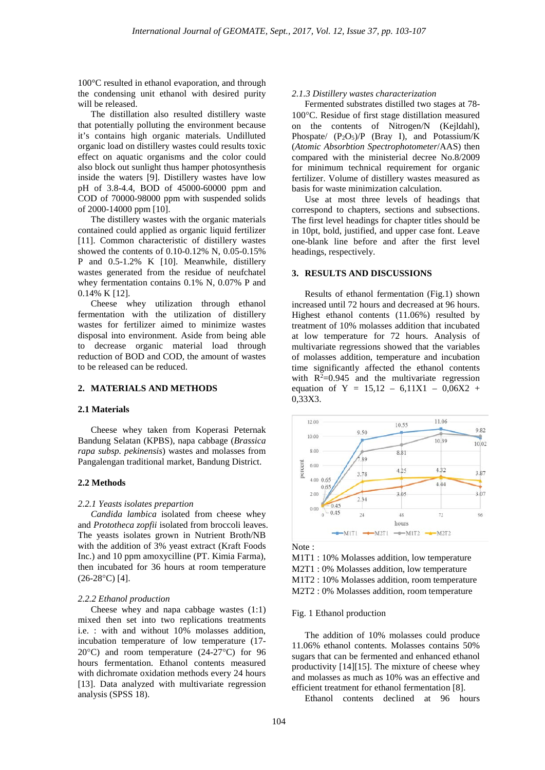100°C resulted in ethanol evaporation, and through the condensing unit ethanol with desired purity will be released.

The distillation also resulted distillery waste that potentially polluting the environment because it's contains high organic materials. Undilluted organic load on distillery wastes could results toxic effect on aquatic organisms and the color could also block out sunlight thus hamper photosynthesis inside the waters [9]. Distillery wastes have low pH of 3.8-4.4, BOD of 45000-60000 ppm and COD of 70000-98000 ppm with suspended solids of 2000-14000 ppm [10].

The distillery wastes with the organic materials contained could applied as organic liquid fertilizer [11]. Common characteristic of distillery wastes showed the contents of 0.10-0.12% N, 0.05-0.15% P and 0.5-1.2% K [10]. Meanwhile, distillery wastes generated from the residue of neufchatel whey fermentation contains 0.1% N, 0.07% P and 0.14% K [12].

Cheese whey utilization through ethanol fermentation with the utilization of distillery wastes for fertilizer aimed to minimize wastes disposal into environment. Aside from being able to decrease organic material load through reduction of BOD and COD, the amount of wastes to be released can be reduced.

## 2. MATERIALS AND METHODS

### 2.1 Materials

Cheese whey taken from Koperasi Peternak Bandung Selatan (KPBS), napa cabbage (*Brassica rapa subsp. pekinensis*) wastes and molasses from Pangalengan traditional market, Bandung District.

### 2.2 Methods

#### *2.2.1 Yeasts isolates prepartion*

*Candida lambica* isolated from cheese whey and *Prototheca zopfii* isolated from broccoli leaves. The yeasts isolates grown in Nutrient Broth/NB with the addition of 3% yeast extract (Kraft Foods Inc.) and 10 ppm amoxycilline (PT. Kimia Farma), then incubated for 36 hours at room temperature (26-28°C) [4].

#### *2.2.2 Ethanol production*

Cheese whey and napa cabbage wastes (1:1) mixed then set into two replications treatments i.e. : with and without 10% molasses addition, incubation temperature of low temperature (17-20°C) and room temperature (24-27°C) for 96 hours fermentation. Ethanol contents measured with dichromate oxidation methods every 24 hours [13]. Data analyzed with multivariate regression analysis (SPSS 18).

#### *2.1.3 Distillery wastes characterization*

Fermented substrates distilled two stages at 78-100°C. Residue of first stage distillation measured on the contents of Nitrogen/N (Kejldahl), Phospate/ ($P_2O_5$)/P (Bray I), and Potassium/K (*Atomic Absorbtion Spectrophotometer*/AAS) then compared with the ministerial decree No.8/2009 for minimum technical requirement for organic fertilizer. Volume of distillery wastes measured as basis for waste minimization calculation.

Use at most three levels of headings that correspond to chapters, sections and subsections. The first level headings for chapter titles should be in 10pt, bold, justified, and upper case font. Leave one-blank line before and after the first level headings, respectively.

## 3. RESULTS AND DISCUSSIONS

Results of ethanol fermentation (Fig.1) shown increased until 72 hours and decreased at 96 hours. Highest ethanol contents (11.06%) resulted by treatment of 10% molasses addition that incubated at low temperature for 72 hours. Analysis of multivariate regressions showed that the variables of molasses addition, temperature and incubation time significantly affected the ethanol contents with $R^2$=0.945 and the multivariate regression equation of Y = 15,12 – 6,11X1 – 0,06X2 + 0,33X3.

Note :
M1T1 : 10% Molasses addition, low temperature
M2T1 : 0% Molasses addition, low temperature
M1T2 : 10% Molasses addition, room temperature
M2T2 : 0% Molasses addition, room temperature

Fig. 1 Ethanol production

The addition of 10% molasses could produce 11.06% ethanol contents. Molasses contains 50% sugars that can be fermented and enhanced ethanol productivity [14][15]. The mixture of cheese whey and molasses as much as 10% was an effective and efficient treatment for ethanol fermentation [8].

Ethanol contents declined at 96 hours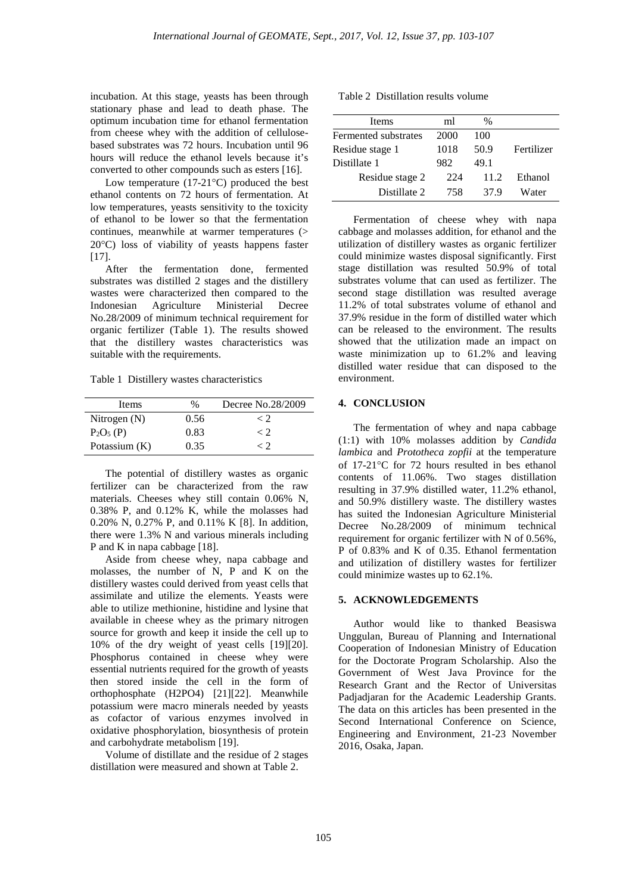incubation. At this stage, yeasts has been through stationary phase and lead to death phase. The optimum incubation time for ethanol fermentation from cheese whey with the addition of cellulose-based substrates was 72 hours. Incubation until 96 hours will reduce the ethanol levels because it's converted to other compounds such as esters [16].

Low temperature (17-21°C) produced the best ethanol contents on 72 hours of fermentation. At low temperatures, yeasts sensitivity to the toxicity of ethanol to be lower so that the fermentation continues, meanwhile at warmer temperatures (> 20°C) loss of viability of yeasts happens faster [17].

After the fermentation done, fermented substrates was distilled 2 stages and the distillery wastes were characterized then compared to the Indonesian Agriculture Ministerial Decree No.28/2009 of minimum technical requirement for organic fertilizer (Table 1). The results showed that the distillery wastes characteristics was suitable with the requirements.

Table 1 Distillery wastes characteristics

| Items | % | Decree No.28/2009 |
|---|---|---|
| Nitrogen (N) | 0.56 | < 2 |
| $P_2O_5$ (P) | 0.83 | < 2 |
| Potassium (K) | 0.35 | < 2 |

The potential of distillery wastes as organic fertilizer can be characterized from the raw materials. Cheeses whey still contain 0.06% N, 0.38% P, and 0.12% K, while the molasses had 0.20% N, 0.27% P, and 0.11% K [8]. In addition, there were 1.3% N and various minerals including P and K in napa cabbage [18].

Aside from cheese whey, napa cabbage and molasses, the number of N, P and K on the distillery wastes could derived from yeast cells that assimilate and utilize the elements. Yeasts were able to utilize methionine, histidine and lysine that available in cheese whey as the primary nitrogen source for growth and keep it inside the cell up to 10% of the dry weight of yeast cells [19][20]. Phosphorus contained in cheese whey were essential nutrients required for the growth of yeasts then stored inside the cell in the form of orthophosphate (H2PO4) [21][22]. Meanwhile potassium were macro minerals needed by yeasts as cofactor of various enzymes involved in oxidative phosphorylation, biosynthesis of protein and carbohydrate metabolism [19].

Volume of distillate and the residue of 2 stages distillation were measured and shown at Table 2.

Table 2 Distillation results volume

| Items | ml | % | |
|---|---|---|---|
| Fermented substrates | 2000 | 100 | |
| Residue stage 1 | 1018 | 50.9 | Fertilizer |
| Distillate 1 | 982 | 49.1 | |
| Residue stage 2 | 224 | 11.2 | Ethanol |
| Distillate 2 | 758 | 37.9 | Water |

Fermentation of cheese whey with napa cabbage and molasses addition, for ethanol and the utilization of distillery wastes as organic fertilizer could minimize wastes disposal significantly. First stage distillation was resulted 50.9% of total substrates volume that can used as fertilizer. The second stage distillation was resulted average 11.2% of total substrates volume of ethanol and 37.9% residue in the form of distilled water which can be released to the environment. The results showed that the utilization made an impact on waste minimization up to 61.2% and leaving distilled water residue that can disposed to the environment.

## 4. CONCLUSION

The fermentation of whey and napa cabbage (1:1) with 10% molasses addition by *Candida lambica* and *Prototheca zopfii* at the temperature of 17-21°C for 72 hours resulted in bes ethanol contents of 11.06%. Two stages distillation resulting in 37.9% distilled water, 11.2% ethanol, and 50.9% distillery waste. The distillery wastes has suited the Indonesian Agriculture Ministerial Decree No.28/2009 of minimum technical requirement for organic fertilizer with N of 0.56%, P of 0.83% and K of 0.35. Ethanol fermentation and utilization of distillery wastes for fertilizer could minimize wastes up to 62.1%.

## 5. ACKNOWLEDGEMENTS

Author would like to thanked Beasiswa Unggulan, Bureau of Planning and International Cooperation of Indonesian Ministry of Education for the Doctorate Program Scholarship. Also the Government of West Java Province for the Research Grant and the Rector of Universitas Padjadjaran for the Academic Leadership Grants. The data on this articles has been presented in the Second International Conference on Science, Engineering and Environment, 21-23 November 2016, Osaka, Japan.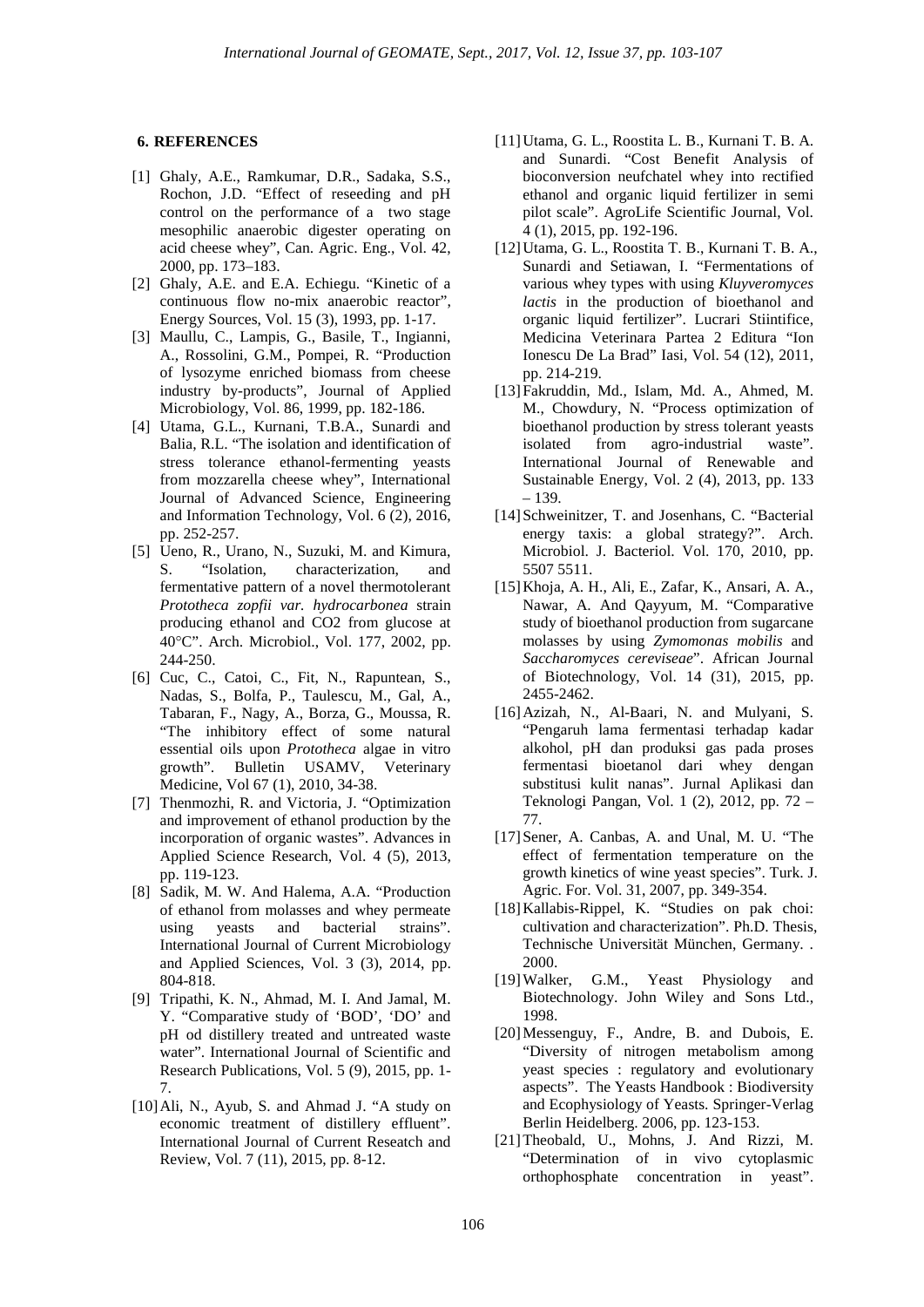## 6. REFERENCES

[1] Ghaly, A.E., Ramkumar, D.R., Sadaka, S.S., Rochon, J.D. "Effect of reseeding and pH control on the performance of a two stage mesophilic anaerobic digester operating on acid cheese whey", Can. Agric. Eng., Vol. 42, 2000, pp. 173–183.

[2] Ghaly, A.E. and E.A. Echiegu. "Kinetic of a continuous flow no-mix anaerobic reactor", Energy Sources, Vol. 15 (3), 1993, pp. 1-17.

[3] Maullu, C., Lampis, G., Basile, T., Ingianni, A., Rossolini, G.M., Pompei, R. "Production of lysozyme enriched biomass from cheese industry by-products", Journal of Applied Microbiology, Vol. 86, 1999, pp. 182-186.

[4] Utama, G.L., Kurnani, T.B.A., Sunardi and Balia, R.L. "The isolation and identification of stress tolerance ethanol-fermenting yeasts from mozzarella cheese whey", International Journal of Advanced Science, Engineering and Information Technology, Vol. 6 (2), 2016, pp. 252-257.

[5] Ueno, R., Urano, N., Suzuki, M. and Kimura, S. "Isolation, characterization, and fermentative pattern of a novel thermotolerant *Prototheca zopfii var. hydrocarbonea* strain producing ethanol and CO2 from glucose at 40°C". Arch. Microbiol., Vol. 177, 2002, pp. 244-250.

[6] Cuc, C., Catoi, C., Fit, N., Rapuntean, S., Nadas, S., Bolfa, P., Taulescu, M., Gal, A., Tabaran, F., Nagy, A., Borza, G., Moussa, R. "The inhibitory effect of some natural essential oils upon *Prototheca* algae in vitro growth". Bulletin USAMV, Veterinary Medicine, Vol 67 (1), 2010, 34-38.

[7] Thenmozhi, R. and Victoria, J. "Optimization and improvement of ethanol production by the incorporation of organic wastes". Advances in Applied Science Research, Vol. 4 (5), 2013, pp. 119-123.

[8] Sadik, M. W. And Halema, A.A. "Production of ethanol from molasses and whey permeate using yeasts and bacterial strains". International Journal of Current Microbiology and Applied Sciences, Vol. 3 (3), 2014, pp. 804-818.

[9] Tripathi, K. N., Ahmad, M. I. And Jamal, M. Y. "Comparative study of 'BOD', 'DO' and pH od distillery treated and untreated waste water". International Journal of Scientific and Research Publications, Vol. 5 (9), 2015, pp. 1-7.

[10] Ali, N., Ayub, S. and Ahmad J. "A study on economic treatment of distillery effluent". International Journal of Current Reseatch and Review, Vol. 7 (11), 2015, pp. 8-12.

[11] Utama, G. L., Roostita L. B., Kurnani T. B. A. and Sunardi. "Cost Benefit Analysis of bioconversion neufchatel whey into rectified ethanol and organic liquid fertilizer in semi pilot scale". AgroLife Scientific Journal, Vol. 4 (1), 2015, pp. 192-196.

[12] Utama, G. L., Roostita T. B., Kurnani T. B. A., Sunardi and Setiawan, I. "Fermentations of various whey types with using *Kluyveromyces lactis* in the production of bioethanol and organic liquid fertilizer". Lucrari Stiintifice, Medicina Veterinara Partea 2 Editura "Ion Ionescu De La Brad" Iasi, Vol. 54 (12), 2011, pp. 214-219.

[13] Fakruddin, Md., Islam, Md. A., Ahmed, M. M., Chowdury, N. "Process optimization of bioethanol production by stress tolerant yeasts isolated from agro-industrial waste". International Journal of Renewable and Sustainable Energy, Vol. 2 (4), 2013, pp. 133 – 139.

[14] Schweinitzer, T. and Josenhans, C. "Bacterial energy taxis: a global strategy?". Arch. Microbiol. J. Bacteriol. Vol. 170, 2010, pp. 5507 5511.

[15] Khoja, A. H., Ali, E., Zafar, K., Ansari, A. A., Nawar, A. And Qayyum, M. "Comparative study of bioethanol production from sugarcane molasses by using *Zymomonas mobilis* and *Saccharomyces cereviseae*". African Journal of Biotechnology, Vol. 14 (31), 2015, pp. 2455-2462.

[16] Azizah, N., Al-Baari, N. and Mulyani, S. "Pengaruh lama fermentasi terhadap kadar alkohol, pH dan produksi gas pada proses fermentasi bioetanol dari whey dengan substitusi kulit nanas". Jurnal Aplikasi dan Teknologi Pangan, Vol. 1 (2), 2012, pp. 72 – 77.

[17] Sener, A. Canbas, A. and Unal, M. U. "The effect of fermentation temperature on the growth kinetics of wine yeast species". Turk. J. Agric. For. Vol. 31, 2007, pp. 349-354.

[18] Kallabis-Rippel, K. "Studies on pak choi: cultivation and characterization". Ph.D. Thesis, Technische Universität München, Germany. . 2000.

[19] Walker, G.M., Yeast Physiology and Biotechnology. John Wiley and Sons Ltd., 1998.

[20] Messenguy, F., Andre, B. and Dubois, E. "Diversity of nitrogen metabolism among yeast species : regulatory and evolutionary aspects". The Yeasts Handbook : Biodiversity and Ecophysiology of Yeasts. Springer-Verlag Berlin Heidelberg. 2006, pp. 123-153.

[21] Theobald, U., Mohns, J. And Rizzi, M. "Determination of in vivo cytoplasmic orthophosphate concentration in yeast".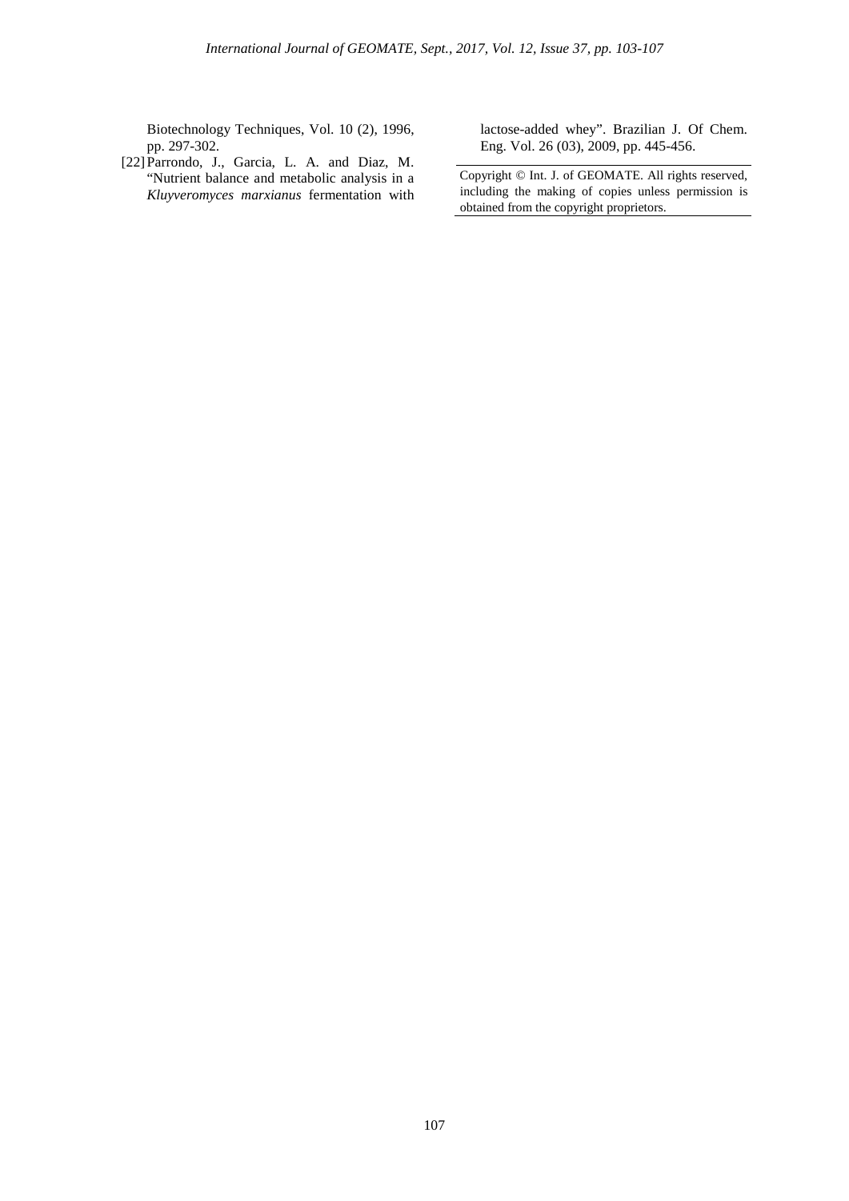Biotechnology Techniques, Vol. 10 (2), 1996, pp. 297-302.

[22] Parrondo, J., Garcia, L. A. and Diaz, M. "Nutrient balance and metabolic analysis in a *Kluyveromyces marxianus* fermentation with lactose-added whey". Brazilian J. Of Chem. Eng. Vol. 26 (03), 2009, pp. 445-456.

---

Copyright © Int. J. of GEOMATE. All rights reserved, including the making of copies unless permission is obtained from the copyright proprietors.